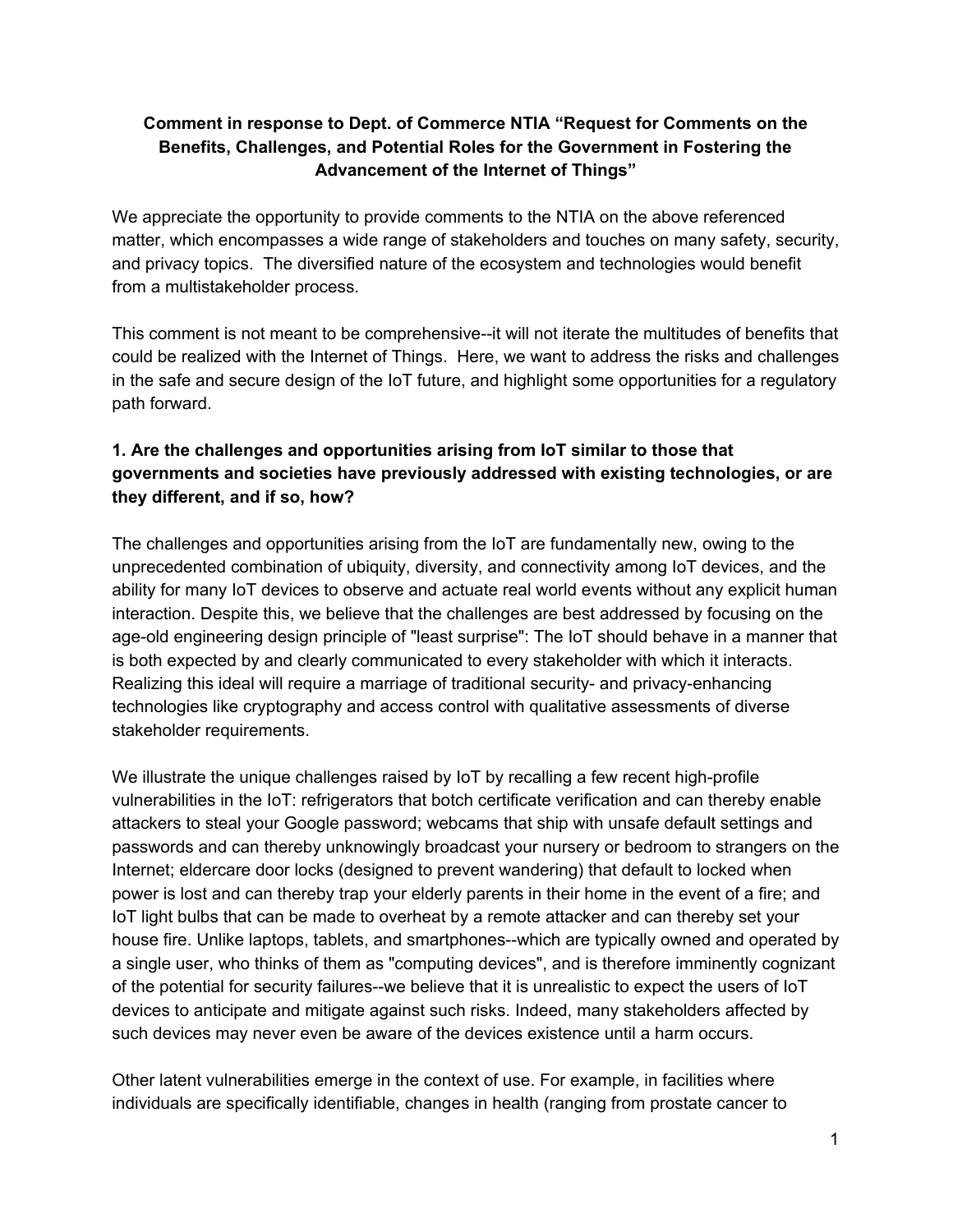**Comment in response to Dept. of Commerce NTIA "Request for Comments on the Benefits, Challenges, and Potential Roles for the Government in Fostering the Advancement of the Internet of Things"**

We appreciate the opportunity to provide comments to the NTIA on the above referenced matter, which encompasses a wide range of stakeholders and touches on many safety, security, and privacy topics. The diversified nature of the ecosystem and technologies would benefit from a multistakeholder process.

This comment is not meant to be comprehensive--it will not iterate the multitudes of benefits that could be realized with the Internet of Things. Here, we want to address the risks and challenges in the safe and secure design of the IoT future, and highlight some opportunities for a regulatory path forward.

**1. Are the challenges and opportunities arising from IoT similar to those that governments and societies have previously addressed with existing technologies, or are they different, and if so, how?**

The challenges and opportunities arising from the IoT are fundamentally new, owing to the unprecedented combination of ubiquity, diversity, and connectivity among IoT devices, and the ability for many IoT devices to observe and actuate real world events without any explicit human interaction. Despite this, we believe that the challenges are best addressed by focusing on the age-old engineering design principle of "least surprise": The IoT should behave in a manner that is both expected by and clearly communicated to every stakeholder with which it interacts. Realizing this ideal will require a marriage of traditional security- and privacy-enhancing technologies like cryptography and access control with qualitative assessments of diverse stakeholder requirements.

We illustrate the unique challenges raised by IoT by recalling a few recent high-profile vulnerabilities in the IoT: refrigerators that botch certificate verification and can thereby enable attackers to steal your Google password; webcams that ship with unsafe default settings and passwords and can thereby unknowingly broadcast your nursery or bedroom to strangers on the Internet; eldercare door locks (designed to prevent wandering) that default to locked when power is lost and can thereby trap your elderly parents in their home in the event of a fire; and IoT light bulbs that can be made to overheat by a remote attacker and can thereby set your house fire. Unlike laptops, tablets, and smartphones--which are typically owned and operated by a single user, who thinks of them as "computing devices", and is therefore imminently cognizant of the potential for security failures--we believe that it is unrealistic to expect the users of IoT devices to anticipate and mitigate against such risks. Indeed, many stakeholders affected by such devices may never even be aware of the devices existence until a harm occurs.

Other latent vulnerabilities emerge in the context of use. For example, in facilities where individuals are specifically identifiable, changes in health (ranging from prostate cancer to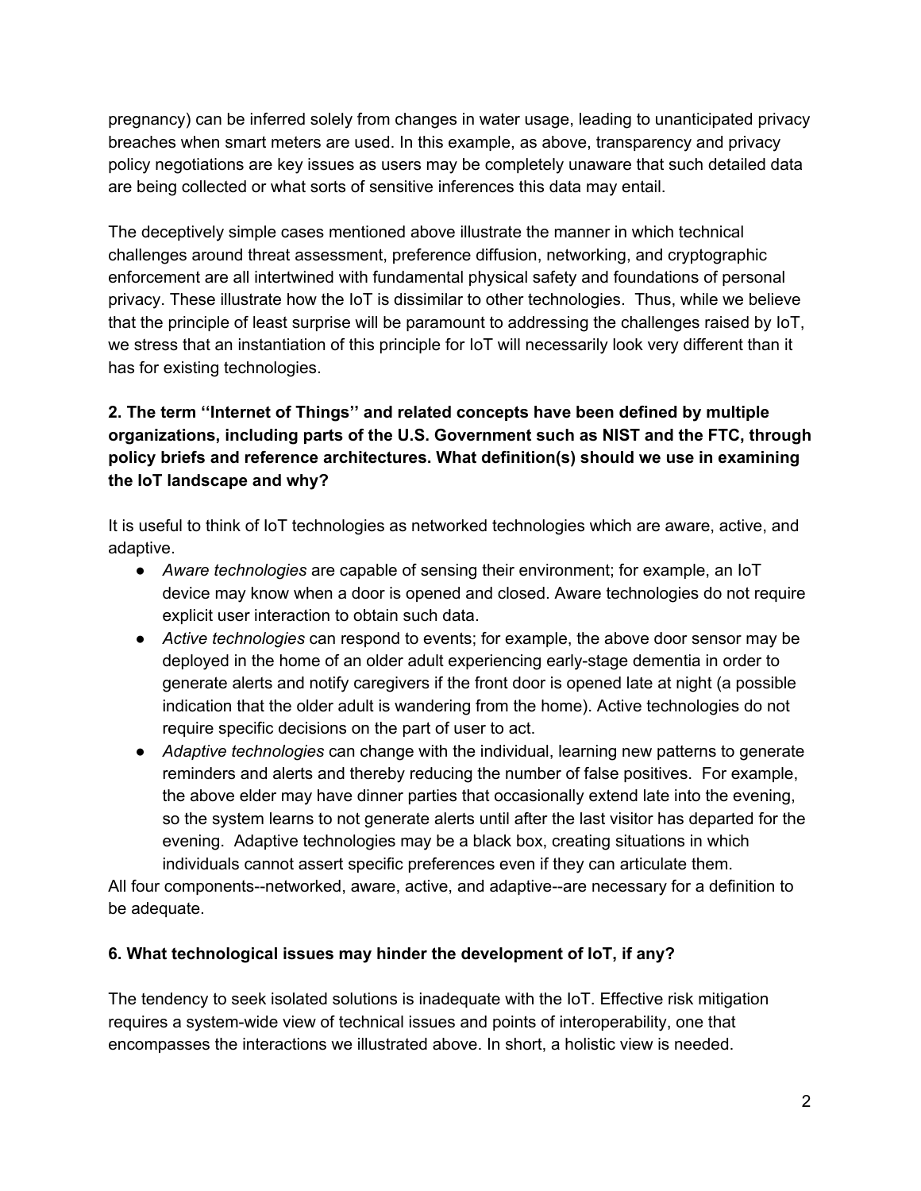pregnancy) can be inferred solely from changes in water usage, leading to unanticipated privacy breaches when smart meters are used. In this example, as above, transparency and privacy policy negotiations are key issues as users may be completely unaware that such detailed data are being collected or what sorts of sensitive inferences this data may entail.

The deceptively simple cases mentioned above illustrate the manner in which technical challenges around threat assessment, preference diffusion, networking, and cryptographic enforcement are all intertwined with fundamental physical safety and foundations of personal privacy. These illustrate how the IoT is dissimilar to other technologies. Thus, while we believe that the principle of least surprise will be paramount to addressing the challenges raised by IoT, we stress that an instantiation of this principle for IoT will necessarily look very different than it has for existing technologies.

**2. The term ''Internet of Things'' and related concepts have been defined by multiple organizations, including parts of the U.S. Government such as NIST and the FTC, through policy briefs and reference architectures. What definition(s) should we use in examining the IoT landscape and why?**

It is useful to think of IoT technologies as networked technologies which are aware, active, and adaptive.

- *Aware technologies* are capable of sensing their environment; for example, an IoT device may know when a door is opened and closed. Aware technologies do not require explicit user interaction to obtain such data.
- *Active technologies* can respond to events; for example, the above door sensor may be deployed in the home of an older adult experiencing early-stage dementia in order to generate alerts and notify caregivers if the front door is opened late at night (a possible indication that the older adult is wandering from the home). Active technologies do not require specific decisions on the part of user to act.
- *Adaptive technologies* can change with the individual, learning new patterns to generate reminders and alerts and thereby reducing the number of false positives. For example, the above elder may have dinner parties that occasionally extend late into the evening, so the system learns to not generate alerts until after the last visitor has departed for the evening. Adaptive technologies may be a black box, creating situations in which individuals cannot assert specific preferences even if they can articulate them.

All four components--networked, aware, active, and adaptive--are necessary for a definition to be adequate.

**6. What technological issues may hinder the development of IoT, if any?**

The tendency to seek isolated solutions is inadequate with the IoT. Effective risk mitigation requires a system-wide view of technical issues and points of interoperability, one that encompasses the interactions we illustrated above. In short, a holistic view is needed.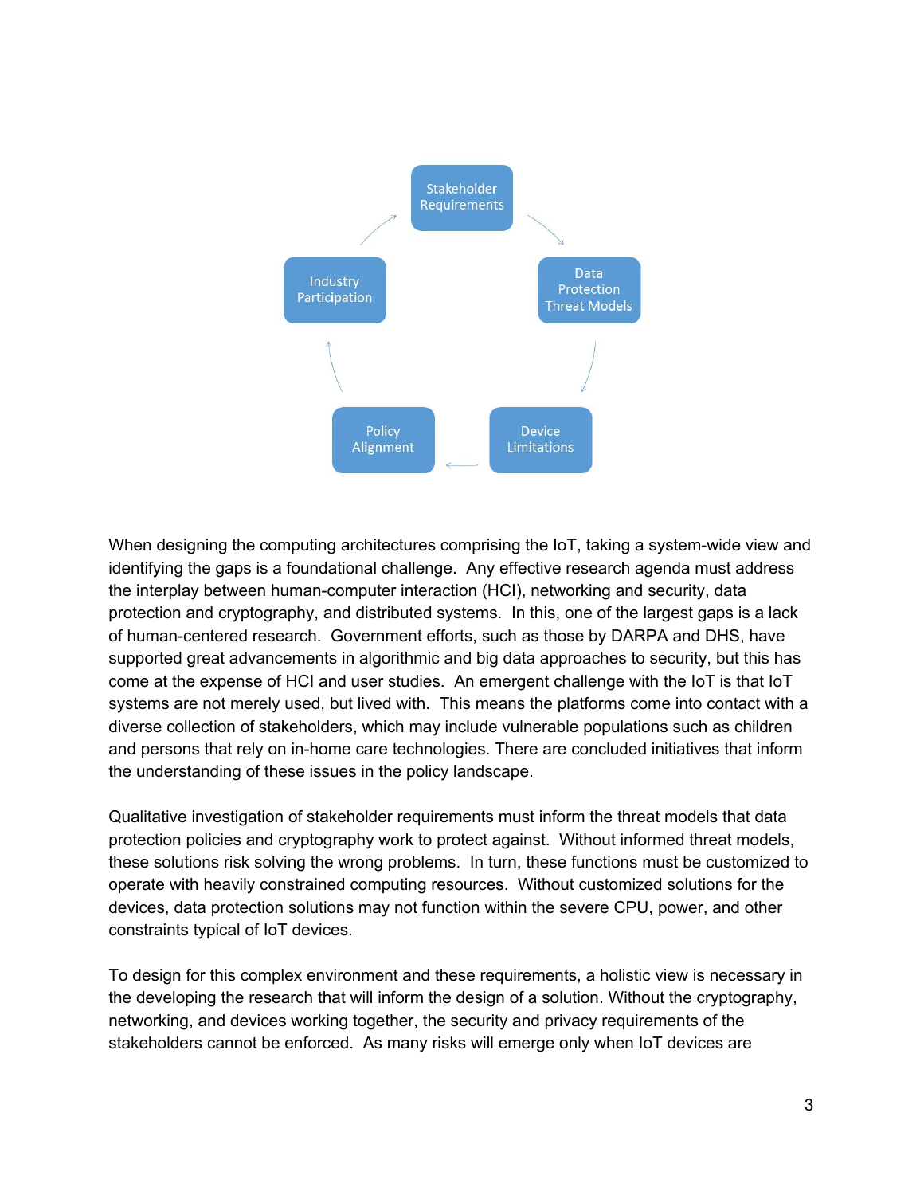Stakeholder Requirements → Data Protection Threat Models → Device Limitations → Policy Alignment → Industry Participation → Stakeholder Requirements

When designing the computing architectures comprising the IoT, taking a system-wide view and identifying the gaps is a foundational challenge. Any effective research agenda must address the interplay between human-computer interaction (HCI), networking and security, data protection and cryptography, and distributed systems. In this, one of the largest gaps is a lack of human-centered research. Government efforts, such as those by DARPA and DHS, have supported great advancements in algorithmic and big data approaches to security, but this has come at the expense of HCI and user studies. An emergent challenge with the IoT is that IoT systems are not merely used, but lived with. This means the platforms come into contact with a diverse collection of stakeholders, which may include vulnerable populations such as children and persons that rely on in-home care technologies. There are concluded initiatives that inform the understanding of these issues in the policy landscape.

Qualitative investigation of stakeholder requirements must inform the threat models that data protection policies and cryptography work to protect against. Without informed threat models, these solutions risk solving the wrong problems. In turn, these functions must be customized to operate with heavily constrained computing resources. Without customized solutions for the devices, data protection solutions may not function within the severe CPU, power, and other constraints typical of IoT devices.

To design for this complex environment and these requirements, a holistic view is necessary in the developing the research that will inform the design of a solution. Without the cryptography, networking, and devices working together, the security and privacy requirements of the stakeholders cannot be enforced. As many risks will emerge only when IoT devices are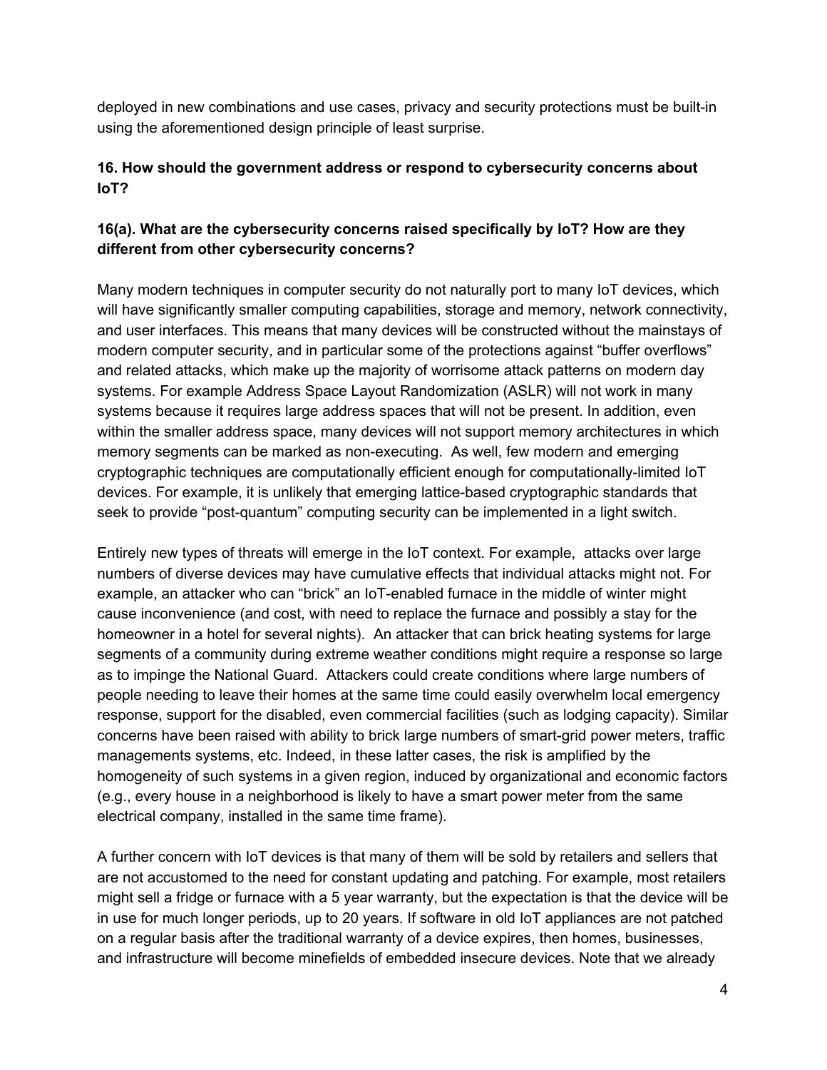deployed in new combinations and use cases, privacy and security protections must be built-in using the aforementioned design principle of least surprise.

**16. How should the government address or respond to cybersecurity concerns about IoT?**

**16(a). What are the cybersecurity concerns raised specifically by IoT? How are they different from other cybersecurity concerns?**

Many modern techniques in computer security do not naturally port to many IoT devices, which will have significantly smaller computing capabilities, storage and memory, network connectivity, and user interfaces. This means that many devices will be constructed without the mainstays of modern computer security, and in particular some of the protections against "buffer overflows" and related attacks, which make up the majority of worrisome attack patterns on modern day systems. For example Address Space Layout Randomization (ASLR) will not work in many systems because it requires large address spaces that will not be present. In addition, even within the smaller address space, many devices will not support memory architectures in which memory segments can be marked as non-executing. As well, few modern and emerging cryptographic techniques are computationally efficient enough for computationally-limited IoT devices. For example, it is unlikely that emerging lattice-based cryptographic standards that seek to provide "post-quantum" computing security can be implemented in a light switch.

Entirely new types of threats will emerge in the IoT context. For example, attacks over large numbers of diverse devices may have cumulative effects that individual attacks might not. For example, an attacker who can "brick" an IoT-enabled furnace in the middle of winter might cause inconvenience (and cost, with need to replace the furnace and possibly a stay for the homeowner in a hotel for several nights). An attacker that can brick heating systems for large segments of a community during extreme weather conditions might require a response so large as to impinge the National Guard. Attackers could create conditions where large numbers of people needing to leave their homes at the same time could easily overwhelm local emergency response, support for the disabled, even commercial facilities (such as lodging capacity). Similar concerns have been raised with ability to brick large numbers of smart-grid power meters, traffic managements systems, etc. Indeed, in these latter cases, the risk is amplified by the homogeneity of such systems in a given region, induced by organizational and economic factors (e.g., every house in a neighborhood is likely to have a smart power meter from the same electrical company, installed in the same time frame).

A further concern with IoT devices is that many of them will be sold by retailers and sellers that are not accustomed to the need for constant updating and patching. For example, most retailers might sell a fridge or furnace with a 5 year warranty, but the expectation is that the device will be in use for much longer periods, up to 20 years. If software in old IoT appliances are not patched on a regular basis after the traditional warranty of a device expires, then homes, businesses, and infrastructure will become minefields of embedded insecure devices. Note that we already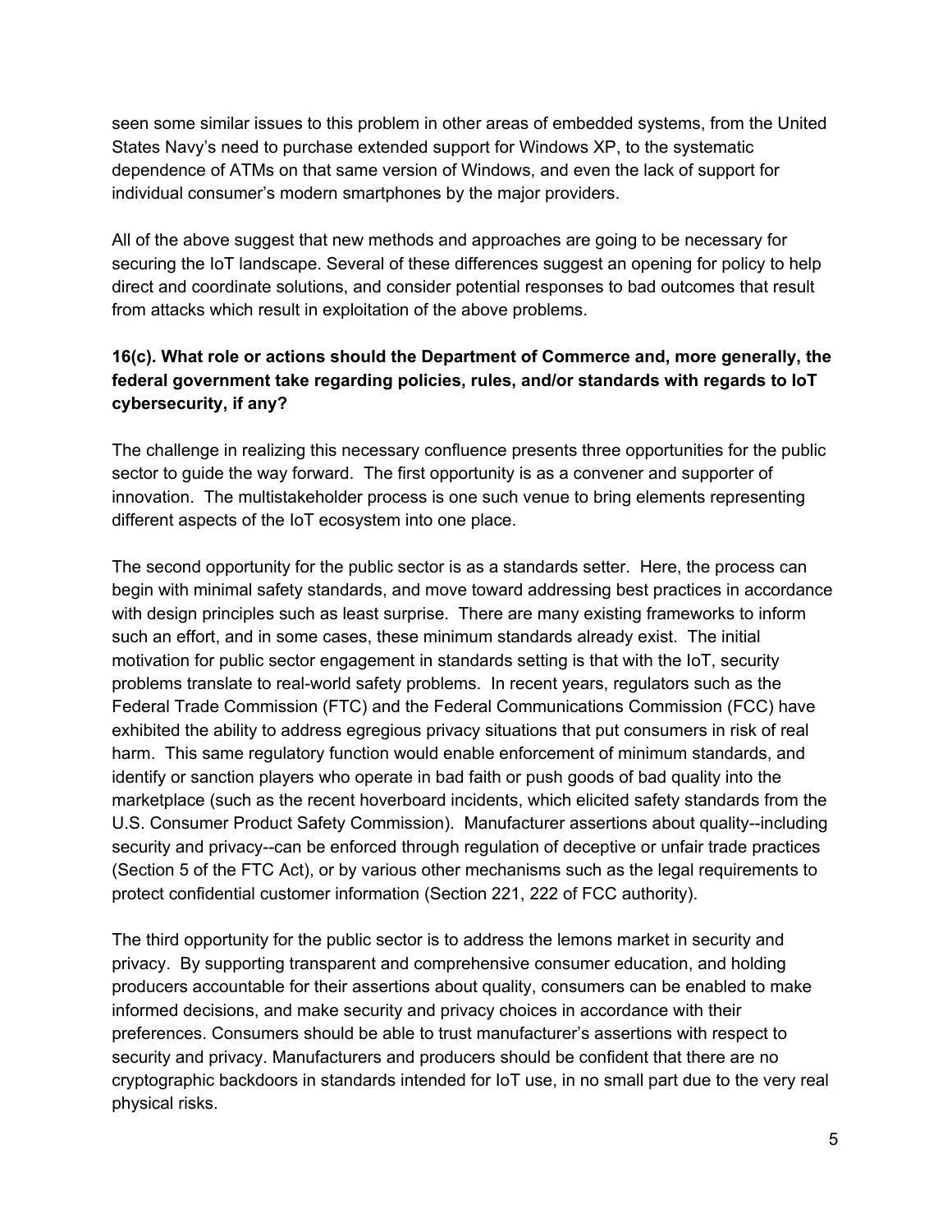seen some similar issues to this problem in other areas of embedded systems, from the United States Navy's need to purchase extended support for Windows XP, to the systematic dependence of ATMs on that same version of Windows, and even the lack of support for individual consumer's modern smartphones by the major providers.

All of the above suggest that new methods and approaches are going to be necessary for securing the IoT landscape. Several of these differences suggest an opening for policy to help direct and coordinate solutions, and consider potential responses to bad outcomes that result from attacks which result in exploitation of the above problems.

**16(c). What role or actions should the Department of Commerce and, more generally, the federal government take regarding policies, rules, and/or standards with regards to IoT cybersecurity, if any?**

The challenge in realizing this necessary confluence presents three opportunities for the public sector to guide the way forward. The first opportunity is as a convener and supporter of innovation. The multistakeholder process is one such venue to bring elements representing different aspects of the IoT ecosystem into one place.

The second opportunity for the public sector is as a standards setter. Here, the process can begin with minimal safety standards, and move toward addressing best practices in accordance with design principles such as least surprise. There are many existing frameworks to inform such an effort, and in some cases, these minimum standards already exist. The initial motivation for public sector engagement in standards setting is that with the IoT, security problems translate to real-world safety problems. In recent years, regulators such as the Federal Trade Commission (FTC) and the Federal Communications Commission (FCC) have exhibited the ability to address egregious privacy situations that put consumers in risk of real harm. This same regulatory function would enable enforcement of minimum standards, and identify or sanction players who operate in bad faith or push goods of bad quality into the marketplace (such as the recent hoverboard incidents, which elicited safety standards from the U.S. Consumer Product Safety Commission). Manufacturer assertions about quality--including security and privacy--can be enforced through regulation of deceptive or unfair trade practices (Section 5 of the FTC Act), or by various other mechanisms such as the legal requirements to protect confidential customer information (Section 221, 222 of FCC authority).

The third opportunity for the public sector is to address the lemons market in security and privacy. By supporting transparent and comprehensive consumer education, and holding producers accountable for their assertions about quality, consumers can be enabled to make informed decisions, and make security and privacy choices in accordance with their preferences. Consumers should be able to trust manufacturer's assertions with respect to security and privacy. Manufacturers and producers should be confident that there are no cryptographic backdoors in standards intended for IoT use, in no small part due to the very real physical risks.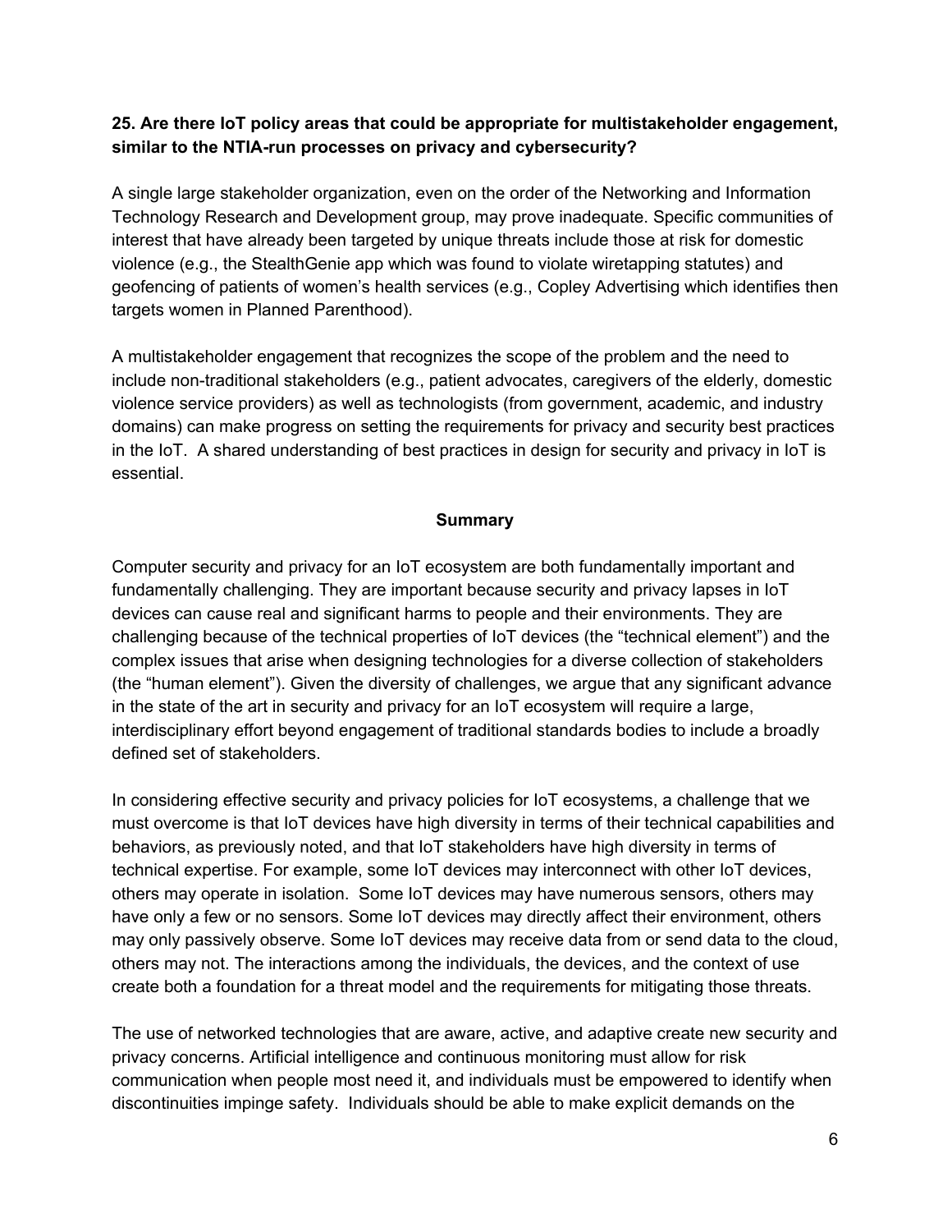**25. Are there IoT policy areas that could be appropriate for multistakeholder engagement, similar to the NTIA-run processes on privacy and cybersecurity?**

A single large stakeholder organization, even on the order of the Networking and Information Technology Research and Development group, may prove inadequate. Specific communities of interest that have already been targeted by unique threats include those at risk for domestic violence (e.g., the StealthGenie app which was found to violate wiretapping statutes) and geofencing of patients of women's health services (e.g., Copley Advertising which identifies then targets women in Planned Parenthood).

A multistakeholder engagement that recognizes the scope of the problem and the need to include non-traditional stakeholders (e.g., patient advocates, caregivers of the elderly, domestic violence service providers) as well as technologists (from government, academic, and industry domains) can make progress on setting the requirements for privacy and security best practices in the IoT. A shared understanding of best practices in design for security and privacy in IoT is essential.

## Summary

Computer security and privacy for an IoT ecosystem are both fundamentally important and fundamentally challenging. They are important because security and privacy lapses in IoT devices can cause real and significant harms to people and their environments. They are challenging because of the technical properties of IoT devices (the "technical element") and the complex issues that arise when designing technologies for a diverse collection of stakeholders (the "human element"). Given the diversity of challenges, we argue that any significant advance in the state of the art in security and privacy for an IoT ecosystem will require a large, interdisciplinary effort beyond engagement of traditional standards bodies to include a broadly defined set of stakeholders.

In considering effective security and privacy policies for IoT ecosystems, a challenge that we must overcome is that IoT devices have high diversity in terms of their technical capabilities and behaviors, as previously noted, and that IoT stakeholders have high diversity in terms of technical expertise. For example, some IoT devices may interconnect with other IoT devices, others may operate in isolation. Some IoT devices may have numerous sensors, others may have only a few or no sensors. Some IoT devices may directly affect their environment, others may only passively observe. Some IoT devices may receive data from or send data to the cloud, others may not. The interactions among the individuals, the devices, and the context of use create both a foundation for a threat model and the requirements for mitigating those threats.

The use of networked technologies that are aware, active, and adaptive create new security and privacy concerns. Artificial intelligence and continuous monitoring must allow for risk communication when people most need it, and individuals must be empowered to identify when discontinuities impinge safety. Individuals should be able to make explicit demands on the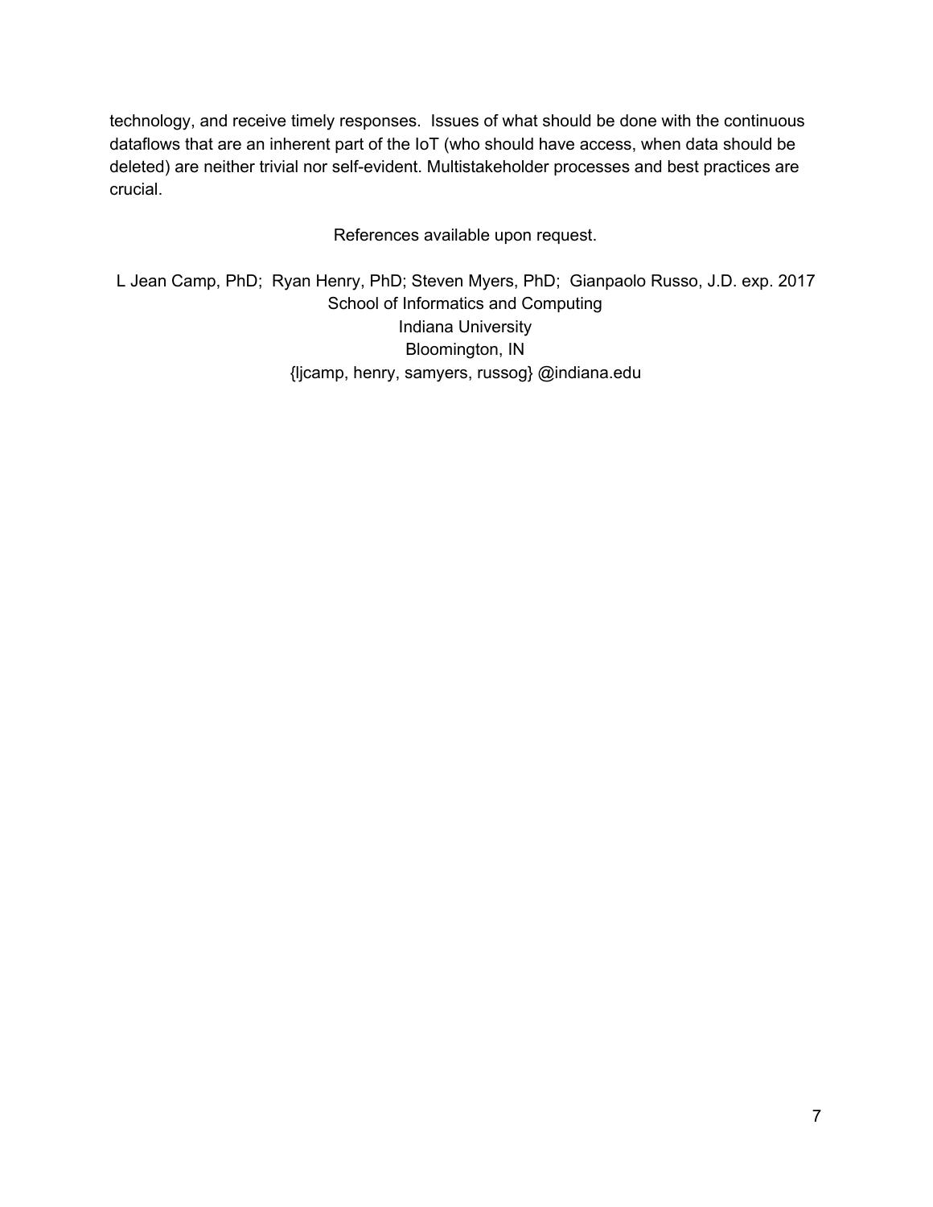technology, and receive timely responses. Issues of what should be done with the continuous dataflows that are an inherent part of the IoT (who should have access, when data should be deleted) are neither trivial nor self-evident. Multistakeholder processes and best practices are crucial.

References available upon request.

L Jean Camp, PhD; Ryan Henry, PhD; Steven Myers, PhD; Gianpaolo Russo, J.D. exp. 2017
School of Informatics and Computing
Indiana University
Bloomington, IN
{ljcamp, henry, samyers, russog} @indiana.edu